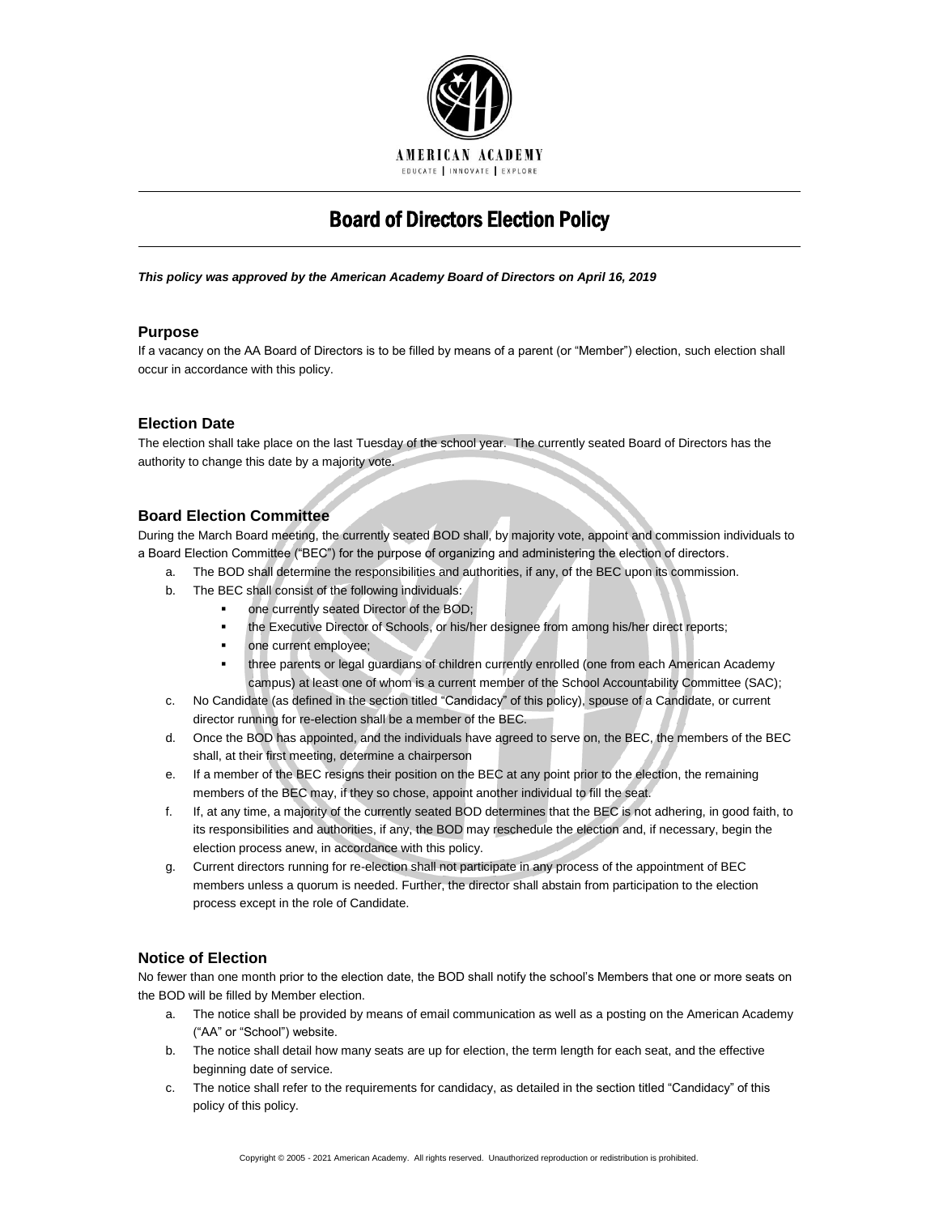AMERICAN ACADEMY

EDUCATE | INNOVATE | EXPLORE

# Board of Directors Election Policy

***This policy was approved by the American Academy Board of Directors on April 16, 2019***

## Purpose

If a vacancy on the AA Board of Directors is to be filled by means of a parent (or "Member") election, such election shall occur in accordance with this policy.

## Election Date

The election shall take place on the last Tuesday of the school year. The currently seated Board of Directors has the authority to change this date by a majority vote.

## Board Election Committee

During the March Board meeting, the currently seated BOD shall, by majority vote, appoint and commission individuals to a Board Election Committee ("BEC") for the purpose of organizing and administering the election of directors.

a. The BOD shall determine the responsibilities and authorities, if any, of the BEC upon its commission.
b. The BEC shall consist of the following individuals:
    - one currently seated Director of the BOD;
    - the Executive Director of Schools, or his/her designee from among his/her direct reports;
    - one current employee;
    - three parents or legal guardians of children currently enrolled (one from each American Academy campus) at least one of whom is a current member of the School Accountability Committee (SAC);
c. No Candidate (as defined in the section titled "Candidacy" of this policy), spouse of a Candidate, or current director running for re-election shall be a member of the BEC.
d. Once the BOD has appointed, and the individuals have agreed to serve on, the BEC, the members of the BEC shall, at their first meeting, determine a chairperson
e. If a member of the BEC resigns their position on the BEC at any point prior to the election, the remaining members of the BEC may, if they so chose, appoint another individual to fill the seat.
f. If, at any time, a majority of the currently seated BOD determines that the BEC is not adhering, in good faith, to its responsibilities and authorities, if any, the BOD may reschedule the election and, if necessary, begin the election process anew, in accordance with this policy.
g. Current directors running for re-election shall not participate in any process of the appointment of BEC members unless a quorum is needed. Further, the director shall abstain from participation to the election process except in the role of Candidate.

## Notice of Election

No fewer than one month prior to the election date, the BOD shall notify the school's Members that one or more seats on the BOD will be filled by Member election.

a. The notice shall be provided by means of email communication as well as a posting on the American Academy ("AA" or "School") website.
b. The notice shall detail how many seats are up for election, the term length for each seat, and the effective beginning date of service.
c. The notice shall refer to the requirements for candidacy, as detailed in the section titled "Candidacy" of this policy of this policy.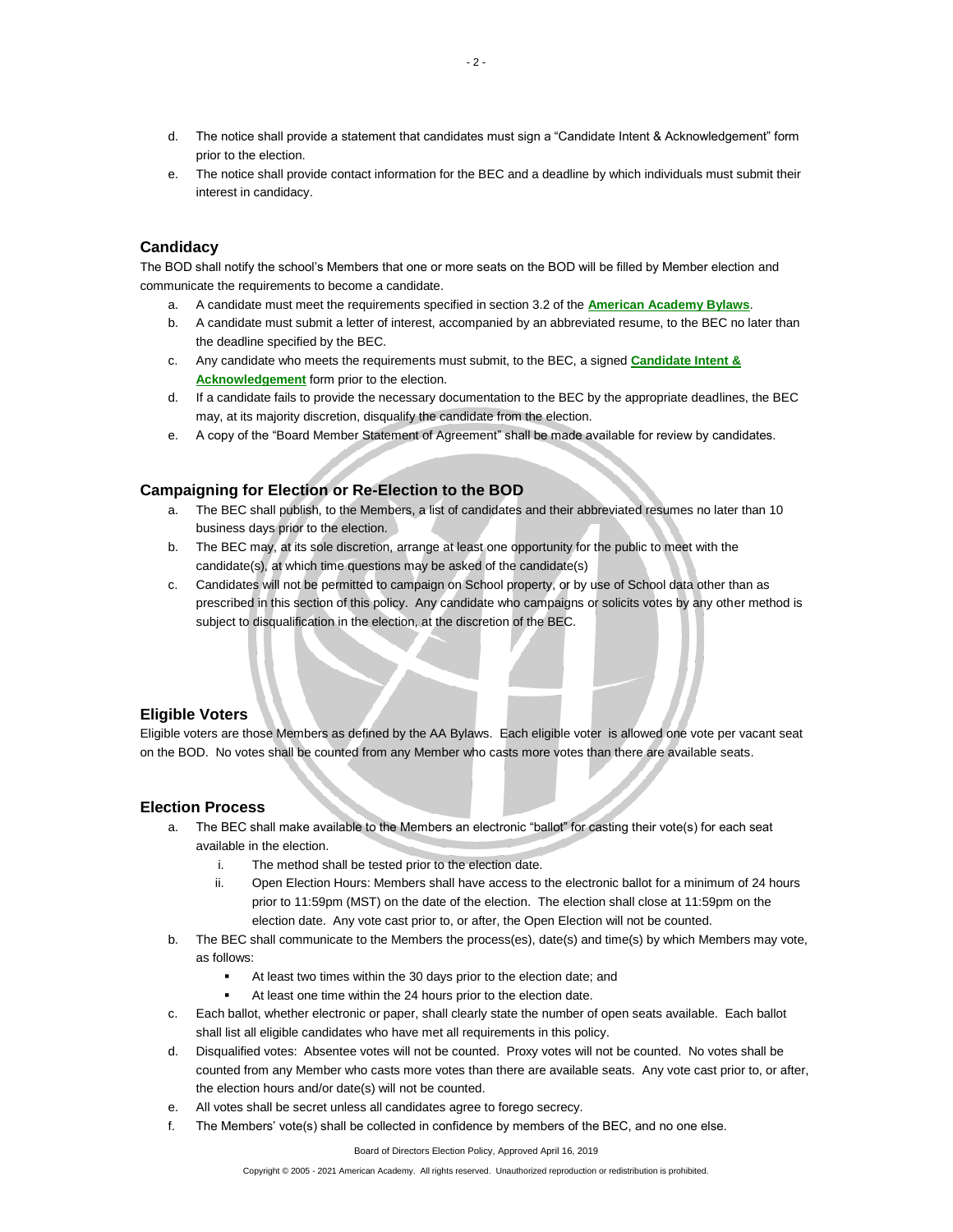d. The notice shall provide a statement that candidates must sign a "Candidate Intent & Acknowledgement" form prior to the election.

e. The notice shall provide contact information for the BEC and a deadline by which individuals must submit their interest in candidacy.

### Candidacy

The BOD shall notify the school's Members that one or more seats on the BOD will be filled by Member election and communicate the requirements to become a candidate.

a. A candidate must meet the requirements specified in section 3.2 of the **American Academy Bylaws**.

b. A candidate must submit a letter of interest, accompanied by an abbreviated resume, to the BEC no later than the deadline specified by the BEC.

c. Any candidate who meets the requirements must submit, to the BEC, a signed **Candidate Intent & Acknowledgement** form prior to the election.

d. If a candidate fails to provide the necessary documentation to the BEC by the appropriate deadlines, the BEC may, at its majority discretion, disqualify the candidate from the election.

e. A copy of the "Board Member Statement of Agreement" shall be made available for review by candidates.

### Campaigning for Election or Re-Election to the BOD

a. The BEC shall publish, to the Members, a list of candidates and their abbreviated resumes no later than 10 business days prior to the election.

b. The BEC may, at its sole discretion, arrange at least one opportunity for the public to meet with the candidate(s), at which time questions may be asked of the candidate(s)

c. Candidates will not be permitted to campaign on School property, or by use of School data other than as prescribed in this section of this policy. Any candidate who campaigns or solicits votes by any other method is subject to disqualification in the election, at the discretion of the BEC.

### Eligible Voters

Eligible voters are those Members as defined by the AA Bylaws. Each eligible voter is allowed one vote per vacant seat on the BOD. No votes shall be counted from any Member who casts more votes than there are available seats.

### Election Process

a. The BEC shall make available to the Members an electronic "ballot" for casting their vote(s) for each seat available in the election.

   i. The method shall be tested prior to the election date.

   ii. Open Election Hours: Members shall have access to the electronic ballot for a minimum of 24 hours prior to 11:59pm (MST) on the date of the election. The election shall close at 11:59pm on the election date. Any vote cast prior to, or after, the Open Election will not be counted.

b. The BEC shall communicate to the Members the process(es), date(s) and time(s) by which Members may vote, as follows:

   - At least two times within the 30 days prior to the election date; and
   - At least one time within the 24 hours prior to the election date.

c. Each ballot, whether electronic or paper, shall clearly state the number of open seats available. Each ballot shall list all eligible candidates who have met all requirements in this policy.

d. Disqualified votes: Absentee votes will not be counted. Proxy votes will not be counted. No votes shall be counted from any Member who casts more votes than there are available seats. Any vote cast prior to, or after, the election hours and/or date(s) will not be counted.

e. All votes shall be secret unless all candidates agree to forego secrecy.

f. The Members' vote(s) shall be collected in confidence by members of the BEC, and no one else.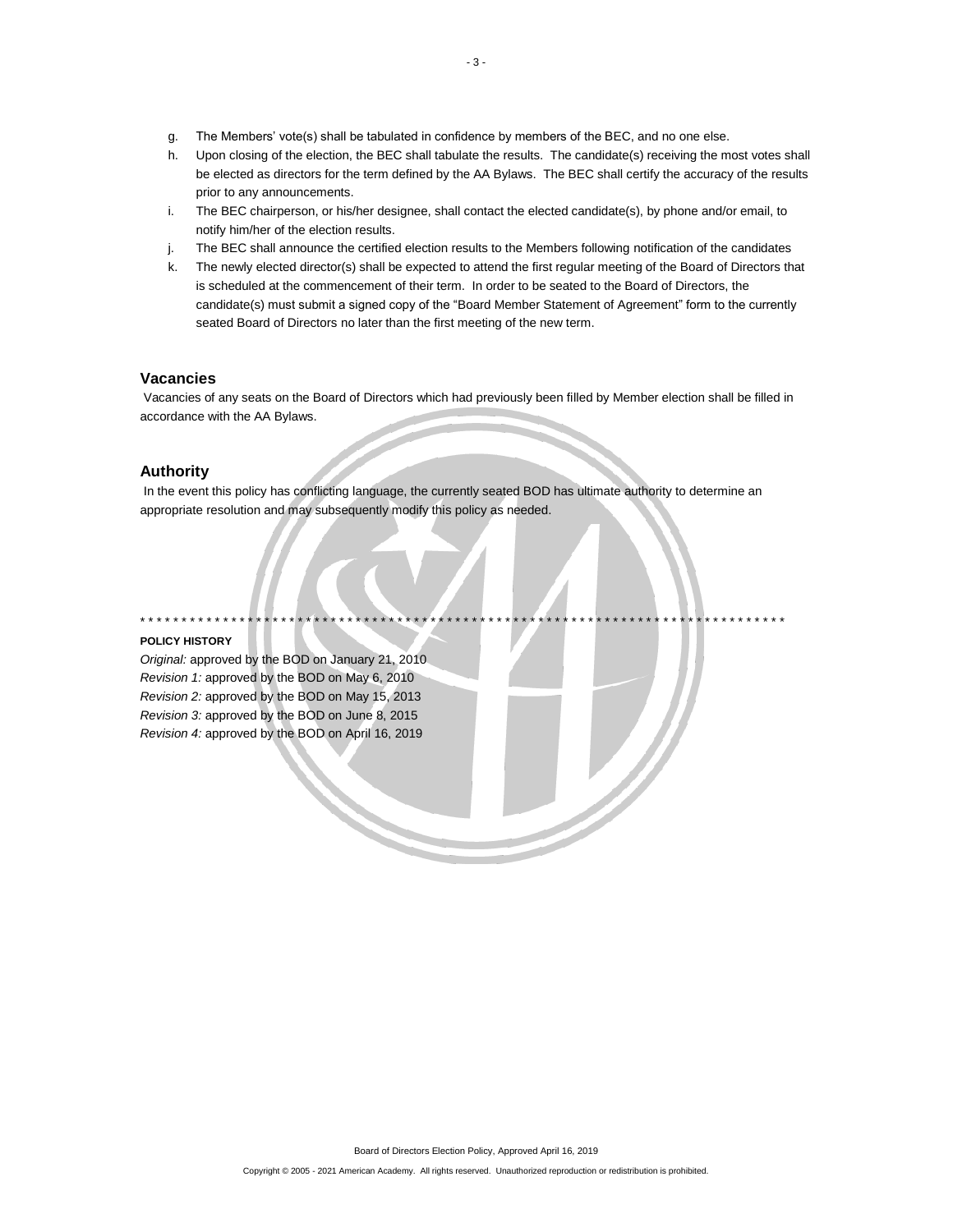g. The Members' vote(s) shall be tabulated in confidence by members of the BEC, and no one else.
h. Upon closing of the election, the BEC shall tabulate the results. The candidate(s) receiving the most votes shall be elected as directors for the term defined by the AA Bylaws. The BEC shall certify the accuracy of the results prior to any announcements.
i. The BEC chairperson, or his/her designee, shall contact the elected candidate(s), by phone and/or email, to notify him/her of the election results.
j. The BEC shall announce the certified election results to the Members following notification of the candidates
k. The newly elected director(s) shall be expected to attend the first regular meeting of the Board of Directors that is scheduled at the commencement of their term. In order to be seated to the Board of Directors, the candidate(s) must submit a signed copy of the "Board Member Statement of Agreement" form to the currently seated Board of Directors no later than the first meeting of the new term.

## Vacancies

Vacancies of any seats on the Board of Directors which had previously been filled by Member election shall be filled in accordance with the AA Bylaws.

## Authority

In the event this policy has conflicting language, the currently seated BOD has ultimate authority to determine an appropriate resolution and may subsequently modify this policy as needed.

* * * * * * * * * * * * * * * * * * * * * * * * * * * * * * * * * * * * * * * * * * * * * * * * * * * * * * * * * * * * * * * * * * * * * * * * * * * * * * * * * *

**POLICY HISTORY**

*Original:* approved by the BOD on January 21, 2010
*Revision 1:* approved by the BOD on May 6, 2010
*Revision 2:* approved by the BOD on May 15, 2013
*Revision 3:* approved by the BOD on June 8, 2015
*Revision 4:* approved by the BOD on April 16, 2019